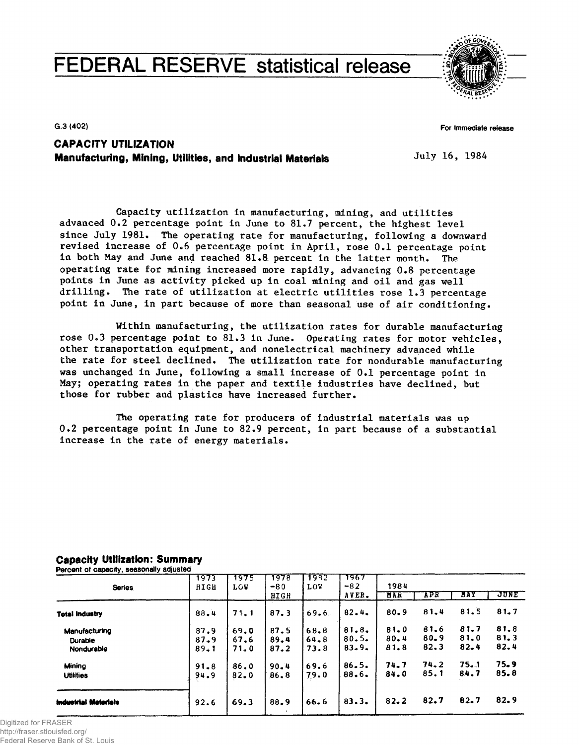# FEDERAL RESERVE statistical release

G.3 (402)

For immediate release

## CAPACITY UTILIZATION
### Manufacturing, Mining, Utilities, and Industrial Materials

July 16, 1984

Capacity utilization in manufacturing, mining, and utilities advanced 0.2 percentage point in June to 81.7 percent, the highest level since July 1981. The operating rate for manufacturing, following a downward revised increase of 0.6 percentage point in April, rose 0.1 percentage point in both May and June and reached 81.8 percent in the latter month. The operating rate for mining increased more rapidly, advancing 0.8 percentage points in June as activity picked up in coal mining and oil and gas well drilling. The rate of utilization at electric utilities rose 1.3 percentage point in June, in part because of more than seasonal use of air conditioning.

Within manufacturing, the utilization rates for durable manufacturing rose 0.3 percentage point to 81.3 in June. Operating rates for motor vehicles, other transportation equipment, and nonelectrical machinery advanced while the rate for steel declined. The utilization rate for nondurable manufacturing was unchanged in June, following a small increase of 0.1 percentage point in May; operating rates in the paper and textile industries have declined, but those for rubber and plastics have increased further.

The operating rate for producers of industrial materials was up 0.2 percentage point in June to 82.9 percent, in part because of a substantial increase in the rate of energy materials.

**Capacity Utilization: Summary**
Percent of capacity, seasonally adjusted

| Series | 1973 HIGH | 1975 LOW | 1978 -80 HIGH | 1982 LOW | 1967 -82 AVER. | 1984 MAR | APR | MAY | JUNE |
|---|---|---|---|---|---|---|---|---|---|
| **Total Industry** | 88.4 | 71.1 | 87.3 | 69.6 | 82.4. | 80.9 | 81.4 | 81.5 | 81.7 |
| Manufacturing | 87.9 | 69.0 | 87.5 | 68.8 | 81.8. | 81.0 | 81.6 | 81.7 | 81.8 |
| Durable | 87.9 | 67.6 | 89.4 | 64.8 | 80.5. | 80.4 | 80.9 | 81.0 | 81.3 |
| Nondurable | 89.1 | 71.0 | 87.2 | 73.8 | 83.9. | 81.8 | 82.3 | 82.4 | 82.4 |
| Mining | 91.8 | 86.0 | 90.4 | 69.6 | 86.5. | 74.7 | 74.2 | 75.1 | 75.9 |
| Utilities | 94.9 | 82.0 | 86.8 | 79.0 | 88.6. | 84.0 | 85.1 | 84.7 | 85.8 |
| **Industrial Materials** | 92.6 | 69.3 | 88.9 | 66.6 | 83.3. | 82.2 | 82.7 | 82.7 | 82.9 |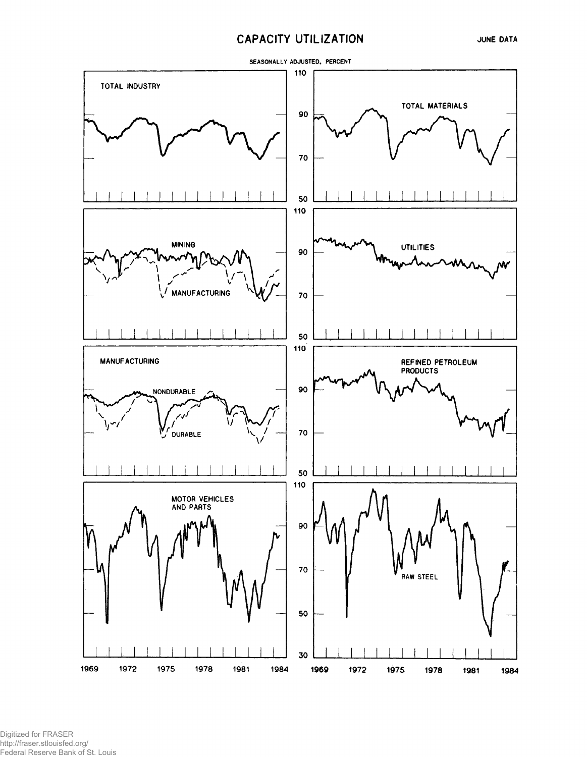# CAPACITY UTILIZATION

JUNE DATA

SEASONALLY ADJUSTED, PERCENT

TOTAL INDUSTRY

TOTAL MATERIALS

MINING

MANUFACTURING

UTILITIES

MANUFACTURING

NONDURABLE

DURABLE

REFINED PETROLEUM PRODUCTS

MOTOR VEHICLES AND PARTS

RAW STEEL

1969 1972 1975 1978 1981 1984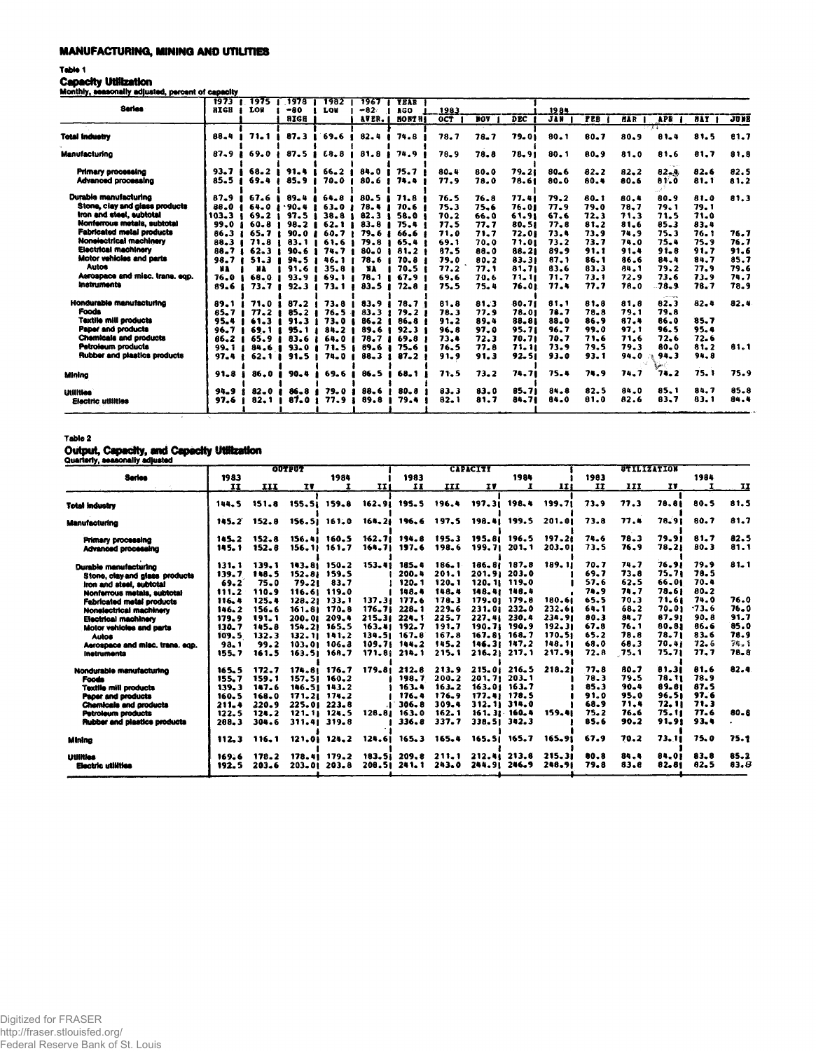## MANUFACTURING, MINING AND UTILITIES

### Table 1

### Capacity Utilization

Monthly, seasonally adjusted, percent of capacity

| Series | 1973 HIGH | 1975 LOW | 1978-80 HIGH | 1982 LOW | 1967-82 AVER. | YEAR AGO MONTH | 1983 OCT | NOV | DEC | 1984 JAN | FEB | MAR | APR | MAY | JUNE |
|---|---|---|---|---|---|---|---|---|---|---|---|---|---|---|---|
| Total Industry | 88.4 | 71.1 | 87.3 | 69.6 | 82.4 | 74.8 | 78.7 | 78.7 | 79.0 | 80.1 | 80.7 | 80.9 | 81.4 | 81.5 | 81.7 |
| Manufacturing | 87.9 | 69.0 | 87.5 | 68.8 | 81.8 | 74.9 | 78.9 | 78.8 | 78.9 | 80.1 | 80.9 | 81.0 | 81.6 | 81.7 | 81.8 |
| Primary processing | 93.7 | 68.2 | 91.4 | 66.2 | 84.0 | 75.7 | 80.4 | 80.0 | 79.2 | 80.6 | 82.2 | 82.2 | 82.4 | 82.6 | 82.5 |
| Advanced processing | 85.5 | 69.4 | 85.9 | 70.0 | 80.6 | 74.4 | 77.9 | 78.0 | 78.6 | 80.0 | 80.4 | 80.6 | 81.0 | 81.1 | 81.2 |
| Durable manufacturing | 87.9 | 67.6 | 89.4 | 64.8 | 80.5 | 71.8 | 76.5 | 76.8 | 77.4 | 79.2 | 80.1 | 80.4 | 80.9 | 81.0 | 81.3 |
| Stone, clay and glass products | 88.0 | 64.0 | 90.4 | 63.0 | 78.4 | 70.6 | 75.3 | 75.6 | 76.0 | 77.9 | 79.0 | 78.7 | 79.1 | 79.1 | |
| Iron and steel, subtotal | 103.3 | 69.2 | 97.5 | 38.8 | 82.3 | 58.0 | 70.2 | 66.0 | 61.9 | 67.6 | 72.3 | 71.3 | 71.5 | 71.0 | |
| Nonferrous metals, subtotal | 99.0 | 60.8 | 98.2 | 62.1 | 83.8 | 75.4 | 77.5 | 77.7 | 80.5 | 77.8 | 81.2 | 81.6 | 85.3 | 83.4 | |
| Fabricated metal products | 86.3 | 65.7 | 90.0 | 60.7 | 79.6 | 66.6 | 71.0 | 71.7 | 72.0 | 73.4 | 73.9 | 74.9 | 75.3 | 76.1 | 76.7 |
| Nonelectrical machinery | 88.3 | 71.8 | 83.1 | 61.6 | 79.8 | 65.4 | 69.1 | 70.0 | 71.0 | 73.2 | 73.7 | 74.0 | 75.4 | 75.9 | 76.7 |
| Electrical machinery | 88.7 | 62.3 | 90.6 | 74.7 | 80.0 | 81.2 | 87.5 | 88.0 | 88.2 | 89.9 | 91.1 | 91.4 | 91.8 | 91.7 | 91.6 |
| Motor vehicles and parts | 98.7 | 51.3 | 94.5 | 46.1 | 78.6 | 70.8 | 79.0 | 80.2 | 83.3 | 87.1 | 86.1 | 86.6 | 84.4 | 84.7 | 85.7 |
| Autos | NA | NA | 91.6 | 35.8 | NA | 70.5 | 77.2 | 77.1 | 81.7 | 83.6 | 83.3 | 84.1 | 79.2 | 77.9 | 79.6 |
| Aerospace and misc. trans. eqp. | 76.0 | 68.0 | 93.9 | 69.1 | 78.1 | 67.9 | 69.6 | 70.6 | 71.1 | 71.7 | 73.1 | 72.9 | 73.6 | 73.9 | 74.7 |
| Instruments | 89.6 | 73.7 | 92.3 | 73.1 | 83.5 | 72.8 | 75.5 | 75.4 | 76.0 | 77.4 | 77.7 | 78.0 | 78.9 | 78.7 | 78.9 |
| Nondurable manufacturing | 89.1 | 71.0 | 87.2 | 73.8 | 83.9 | 78.7 | 81.8 | 81.3 | 80.7 | 81.1 | 81.8 | 81.8 | 82.3 | 82.4 | 82.4 |
| Foods | 85.7 | 77.2 | 85.2 | 76.5 | 83.3 | 79.2 | 78.3 | 77.9 | 78.0 | 78.7 | 78.8 | 79.1 | 79.8 | | |
| Textile mill products | 95.4 | 61.3 | 91.3 | 73.0 | 86.2 | 86.8 | 91.2 | 89.4 | 88.8 | 88.0 | 86.9 | 87.4 | 86.0 | 85.7 | |
| Paper and products | 96.7 | 69.1 | 95.1 | 84.2 | 89.6 | 92.3 | 96.8 | 97.0 | 95.7 | 96.7 | 99.0 | 97.1 | 96.5 | 95.4 | |
| Chemicals and products | 86.2 | 65.9 | 83.6 | 64.0 | 78.7 | 69.8 | 73.4 | 72.3 | 70.7 | 70.7 | 71.6 | 71.6 | 72.6 | 72.6 | |
| Petroleum products | 99.1 | 84.6 | 93.0 | 71.5 | 89.6 | 75.6 | 76.5 | 77.8 | 71.1 | 73.9 | 79.5 | 79.3 | 80.0 | 81.2 | 81.1 |
| Rubber and plastics products | 97.4 | 62.1 | 91.5 | 74.0 | 88.3 | 87.2 | 91.9 | 91.3 | 92.5 | 93.0 | 93.1 | 94.0 | 94.3 | 94.8 | |
| Mining | 91.8 | 86.0 | 90.4 | 69.6 | 86.5 | 68.1 | 71.5 | 73.2 | 74.7 | 75.4 | 74.9 | 74.7 | 74.2 | 75.1 | 75.9 |
| Utilities | 94.9 | 82.0 | 86.8 | 79.0 | 88.6 | 80.8 | 83.3 | 83.0 | 85.7 | 84.8 | 82.5 | 84.0 | 85.1 | 84.7 | 85.8 |
| Electric utilities | 97.6 | 82.1 | 87.0 | 77.9 | 89.8 | 79.4 | 82.1 | 81.7 | 84.7 | 84.0 | 81.0 | 82.6 | 83.7 | 83.1 | 84.4 |

### Table 2

### Output, Capacity, and Capacity Utilization

Quarterly, seasonally adjusted

| Series | OUTPUT 1983 II | III | IV | 1984 I | II | CAPACITY 1983 II | III | IV | 1984 I | II | UTILIZATION 1983 II | III | IV | 1984 I | II |
|---|---|---|---|---|---|---|---|---|---|---|---|---|---|---|---|
| Total Industry | 144.5 | 151.8 | 155.5 | 159.8 | 162.9 | 195.5 | 196.4 | 197.3 | 198.4 | 199.7 | 73.9 | 77.3 | 78.8 | 80.5 | 81.5 |
| Manufacturing | 145.2 | 152.8 | 156.5 | 161.0 | 164.2 | 196.6 | 197.5 | 198.4 | 199.5 | 201.0 | 73.8 | 77.4 | 78.9 | 80.7 | 81.7 |
| Primary processing | 145.2 | 152.8 | 156.4 | 160.5 | 162.7 | 194.8 | 195.3 | 195.8 | 196.5 | 197.2 | 74.6 | 78.3 | 79.9 | 81.7 | 82.5 |
| Advanced processing | 145.1 | 152.8 | 156.1 | 161.7 | 164.7 | 197.6 | 198.6 | 199.7 | 201.1 | 203.0 | 73.5 | 76.9 | 78.2 | 80.3 | 81.1 |
| Durable manufacturing | 131.1 | 139.1 | 143.8 | 150.2 | 153.4 | 185.4 | 186.1 | 186.8 | 187.8 | 189.1 | 70.7 | 74.7 | 76.9 | 79.9 | 81.1 |
| Stone, clay and glass products | 139.7 | 148.5 | 152.8 | 159.5 | | 200.4 | 201.1 | 201.9 | 203.0 | | 69.7 | 73.8 | 75.7 | 78.5 | |
| Iron and steel, subtotal | 69.2 | 75.0 | 79.2 | 83.7 | | 120.1 | 120.1 | 120.1 | 119.0 | | 57.6 | 62.5 | 66.0 | 70.4 | |
| Nonferrous metals, subtotal | 111.2 | 110.9 | 116.6 | 119.0 | | 148.4 | 148.4 | 148.4 | 148.4 | | 74.9 | 74.7 | 78.6 | 80.2 | |
| Fabricated metal products | 116.4 | 125.4 | 128.2 | 133.1 | 137.3 | 177.6 | 178.3 | 179.0 | 179.8 | 180.6 | 65.5 | 70.3 | 71.6 | 74.0 | 76.0 |
| Nonelectrical machinery | 146.2 | 156.6 | 161.8 | 170.8 | 176.7 | 228.1 | 229.6 | 231.0 | 232.0 | 232.6 | 64.1 | 68.2 | 70.0 | 73.6 | 76.0 |
| Electrical machinery | 179.9 | 191.1 | 200.0 | 209.4 | 215.3 | 224.1 | 225.7 | 227.4 | 230.4 | 234.9 | 80.3 | 84.7 | 87.9 | 90.8 | 91.7 |
| Motor vehicles and parts | 130.7 | 145.8 | 154.2 | 165.5 | 163.4 | 192.7 | 191.7 | 190.7 | 190.9 | 192.3 | 67.8 | 76.1 | 80.8 | 86.6 | 85.0 |
| Autos | 109.5 | 132.3 | 132.1 | 141.2 | 134.5 | 167.8 | 167.8 | 167.8 | 168.7 | 170.5 | 65.2 | 78.8 | 78.7 | 83.6 | 78.9 |
| Aerospace and misc. trans. eqp. | 98.1 | 99.2 | 103.0 | 106.3 | 109.7 | 144.2 | 145.2 | 146.3 | 147.2 | 148.1 | 68.0 | 68.3 | 70.4 | 72.6 | 74.1 |
| Instruments | 155.7 | 161.5 | 163.5 | 168.7 | 171.8 | 214.1 | 215.1 | 216.2 | 217.1 | 217.9 | 72.8 | 75.1 | 75.7 | 77.7 | 78.8 |
| Nondurable manufacturing | 165.5 | 172.7 | 174.8 | 176.7 | 179.8 | 212.8 | 213.9 | 215.0 | 216.5 | 218.2 | 77.8 | 80.7 | 81.3 | 81.6 | 82.4 |
| Foods | 155.7 | 159.1 | 157.5 | 160.2 | | 198.7 | 200.2 | 201.7 | 203.1 | | 78.3 | 79.5 | 78.1 | 78.9 | |
| Textile mill products | 139.3 | 147.6 | 146.5 | 143.2 | | 163.4 | 163.2 | 163.0 | 163.7 | | 85.3 | 90.4 | 89.8 | 87.5 | |
| Paper and products | 160.5 | 168.0 | 171.2 | 174.2 | | 176.4 | 176.9 | 177.4 | 178.5 | | 91.0 | 95.0 | 96.5 | 97.6 | |
| Chemicals and products | 211.4 | 220.9 | 225.0 | 223.8 | | 306.8 | 309.4 | 312.1 | 314.0 | | 68.9 | 71.4 | 72.1 | 71.3 | |
| Petroleum products | 122.5 | 124.2 | 121.1 | 124.5 | 128.8 | 163.0 | 162.1 | 161.3 | 160.4 | 159.4 | 75.2 | 76.6 | 75.1 | 77.6 | 80.8 |
| Rubber and plastics products | 288.3 | 304.6 | 311.4 | 319.8 | | 336.8 | 337.7 | 338.5 | 342.3 | | 85.6 | 90.2 | 91.9 | 93.4 | |
| Mining | 112.3 | 116.1 | 121.0 | 124.2 | 124.6 | 165.3 | 165.4 | 165.5 | 165.7 | 165.9 | 67.9 | 70.2 | 73.1 | 75.0 | 75.1 |
| Utilities | 169.6 | 178.2 | 178.4 | 179.2 | 183.5 | 209.8 | 211.1 | 212.4 | 213.8 | 215.3 | 80.8 | 84.4 | 84.0 | 83.8 | 85.2 |
| Electric utilities | 192.5 | 203.6 | 203.0 | 203.8 | 208.5 | 241.1 | 243.0 | 244.9 | 246.9 | 248.9 | 79.8 | 83.8 | 82.8 | 82.5 | 83.8 |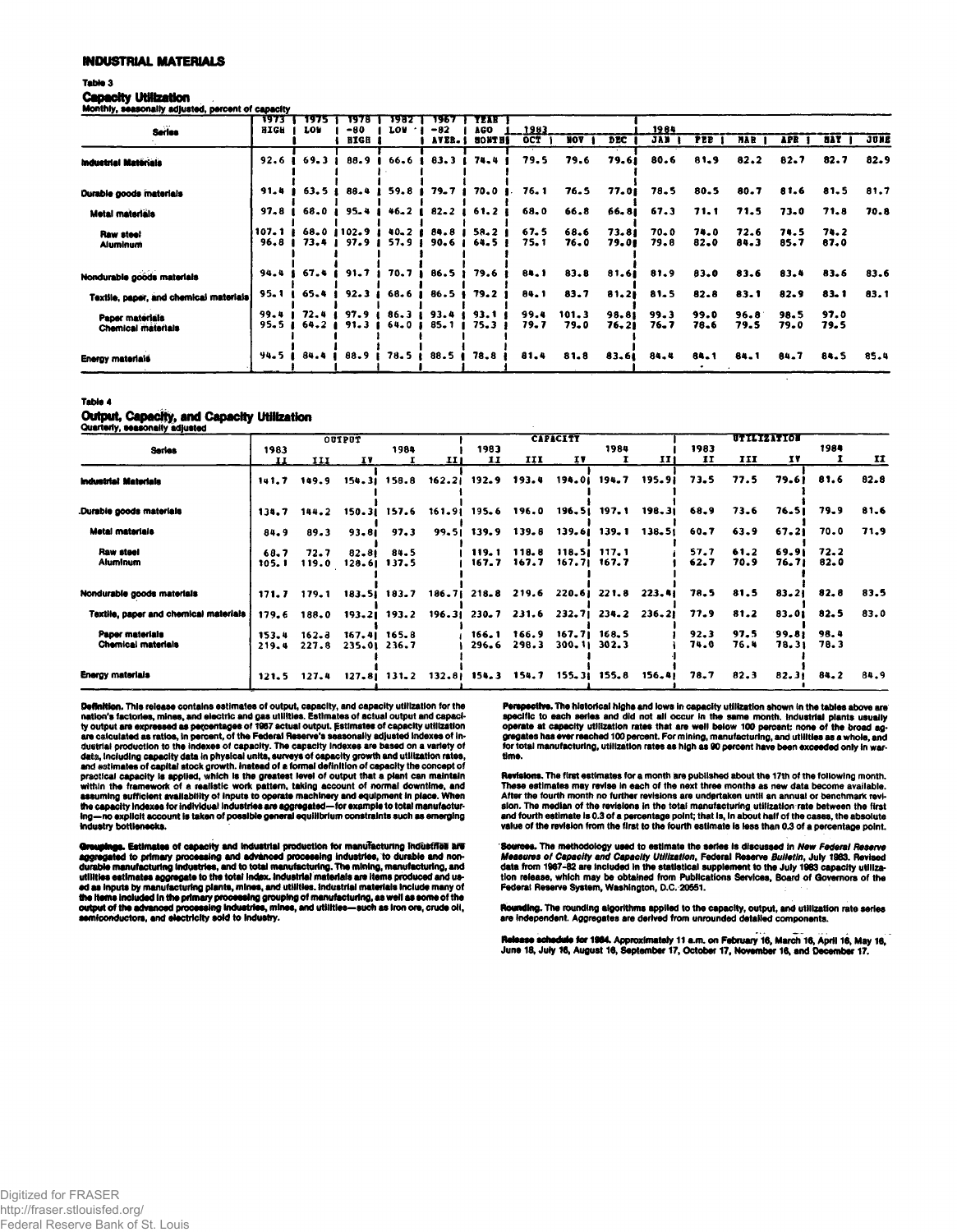## INDUSTRIAL MATERIALS

### Table 3

**Capacity Utilization**

Monthly, seasonally adjusted, percent of capacity

| Series | 1973 HIGH | 1975 LOW | 1978 -80 HIGH | 1982 LOW | 1967 -82 AVER. | YEAR AGO MONTH | 1983 OCT | NOV | DEC | 1984 JAN | FEB | MAR | APR | MAY | JUNE |
|---|---|---|---|---|---|---|---|---|---|---|---|---|---|---|---|
| Industrial Materials | 92.6 | 69.3 | 88.9 | 66.6 | 83.3 | 74.4 | 79.5 | 79.6 | 79.6 | 80.6 | 81.9 | 82.2 | 82.7 | 82.7 | 82.9 |
| Durable goods materials | 91.4 | 63.5 | 88.4 | 59.8 | 79.7 | 70.0 | 76.1 | 76.5 | 77.0 | 78.5 | 80.5 | 80.7 | 81.6 | 81.5 | 81.7 |
| Metal materials | 97.8 | 68.0 | 95.4 | 46.2 | 82.2 | 61.2 | 68.0 | 66.8 | 66.8 | 67.3 | 71.1 | 71.5 | 73.0 | 71.8 | 70.8 |
| Raw steel | 107.1 | 68.0 | 102.9 | 40.2 | 84.8 | 58.2 | 67.5 | 68.6 | 73.8 | 70.0 | 74.0 | 72.6 | 74.5 | 74.2 | |
| Aluminum | 96.8 | 73.4 | 97.9 | 57.9 | 90.6 | 64.5 | 75.1 | 76.0 | 79.0 | 79.8 | 82.0 | 84.3 | 85.7 | 87.0 | |
| Nondurable goods materials | 94.4 | 67.4 | 91.7 | 70.7 | 86.5 | 79.6 | 84.1 | 83.8 | 81.6 | 81.9 | 83.0 | 83.6 | 83.4 | 83.6 | 83.6 |
| Textile, paper, and chemical materials | 95.1 | 65.4 | 92.3 | 68.6 | 86.5 | 79.2 | 84.1 | 83.7 | 81.2 | 81.5 | 82.8 | 83.1 | 82.9 | 83.1 | 83.1 |
| Paper materials | 99.4 | 72.4 | 97.9 | 86.3 | 93.4 | 93.1 | 99.4 | 101.3 | 98.8 | 99.3 | 99.0 | 96.8 | 98.5 | 97.0 | |
| Chemical materials | 95.5 | 64.2 | 91.3 | 64.0 | 85.1 | 75.3 | 79.7 | 79.0 | 76.2 | 76.7 | 78.6 | 79.5 | 79.0 | 79.5 | |
| Energy materials | 94.5 | 84.4 | 88.9 | 78.5 | 88.5 | 78.8 | 81.4 | 81.8 | 83.6 | 84.4 | 84.1 | 84.1 | 84.7 | 84.5 | 85.4 |

### Table 4

**Output, Capacity, and Capacity Utilization**

Quarterly, seasonally adjusted

| Series | OUTPUT 1983 II | III | IV | 1984 I | II | CAPACITY 1983 II | III | IV | 1984 I | II | UTILIZATION 1983 II | III | IV | 1984 I | II |
|---|---|---|---|---|---|---|---|---|---|---|---|---|---|---|---|
| Industrial Materials | 141.7 | 149.9 | 154.3 | 158.8 | 162.2 | 192.9 | 193.4 | 194.0 | 194.7 | 195.9 | 73.5 | 77.5 | 79.6 | 81.6 | 82.8 |
| Durable goods materials | 134.7 | 144.2 | 150.3 | 157.6 | 161.9 | 195.6 | 196.0 | 196.5 | 197.1 | 198.3 | 68.9 | 73.6 | 76.5 | 79.9 | 81.6 |
| Metal materials | 84.9 | 89.3 | 93.8 | 97.3 | 99.5 | 139.9 | 139.8 | 139.6 | 139.1 | 138.5 | 60.7 | 63.9 | 67.2 | 70.0 | 71.9 |
| Raw steel | 68.7 | 72.7 | 82.8 | 84.5 | | 119.1 | 118.8 | 118.5 | 117.1 | | 57.7 | 61.2 | 69.9 | 72.2 | |
| Aluminum | 105.1 | 119.0 | 128.6 | 137.5 | | 167.7 | 167.7 | 167.7 | 167.7 | | 62.7 | 70.9 | 76.7 | 82.0 | |
| Nondurable goods materials | 171.7 | 179.1 | 183.5 | 183.7 | 186.7 | 218.8 | 219.6 | 220.6 | 221.8 | 223.4 | 78.5 | 81.5 | 83.2 | 82.8 | 83.5 |
| Textile, paper and chemical materials | 179.6 | 188.0 | 193.2 | 193.2 | 196.3 | 230.7 | 231.6 | 232.7 | 234.2 | 236.2 | 77.9 | 81.2 | 83.0 | 82.5 | 83.0 |
| Paper materials | 153.4 | 162.8 | 167.4 | 165.8 | | 166.1 | 166.9 | 167.7 | 168.5 | | 92.3 | 97.5 | 99.8 | 98.4 | |
| Chemical materials | 219.4 | 227.8 | 235.0 | 236.7 | | 296.6 | 298.3 | 300.1 | 302.3 | | 74.0 | 76.4 | 78.3 | 78.3 | |
| Energy materials | 121.5 | 127.4 | 127.8 | 131.2 | 132.8 | 154.3 | 154.7 | 155.3 | 155.8 | 156.4 | 78.7 | 82.3 | 82.3 | 84.2 | 84.9 |

**Definition.** This release contains estimates of output, capacity, and capacity utilization for the nation's factories, mines, and electric and gas utilities. Estimates of actual output and capacity output are expressed as percentages of 1967 actual output. Estimates of capacity utilization are calculated as ratios, in percent, of the Federal Reserve's seasonally adjusted indexes of industrial production to the indexes of capacity. The capacity indexes are based on a variety of data, including capacity data in physical units, surveys of capacity growth and utilization rates, and estimates of capital stock growth. Instead of a formal definition of capacity the concept of practical capacity is applied, which is the greatest level of output that a plant can maintain within the framework of a realistic work pattern, taking account of normal downtime, and assuming sufficient availability of inputs to operate machinery and equipment in place. When the capacity indexes for individual industries are aggregated—for example to total manufacturing—no explicit account is taken of possible general equilibrium constraints such as emerging industry bottlenecks.

**Groupings.** Estimates of capacity and industrial production for manufacturing industries are aggregated to primary processing and advanced processing industries, to durable and nondurable manufacturing industries, and to total manufacturing. The mining, manufacturing, and utilities estimates aggregate to the total index. Industrial materials are items produced and used as inputs by manufacturing plants, mines, and utilities. Industrial materials include many of the items included in the primary processing grouping of manufacturing, as well as some of the output of the advanced processing industries, mines, and utilities—such as iron ore, crude oil, semiconductors, and electricity sold to industry.

**Perspective.** The historical highs and lows in capacity utilization shown in the tables above are specific to each series and did not all occur in the same month. Industrial plants usually operate at capacity utilization rates that are well below 100 percent: none of the broad aggregates has ever reached 100 percent. For mining, manufacturing, and utilities as a whole, and for total manufacturing, utilization rates as high as 90 percent have been exceeded only in wartime.

**Revisions.** The first estimates for a month are published about the 17th of the following month. These estimates may revise in each of the next three months as new data become available. After the fourth month no further revisions are undertaken until an annual or benchmark revision. The median of the revisions in the total manufacturing utilization rate between the first and fourth estimate is 0.3 of a percentage point; that is, in about half of the cases, the absolute value of the revision from the first to the fourth estimate is less than 0.3 of a percentage point.

**Sources.** The methodology used to estimate the series is discussed in *New Federal Reserve Measures of Capacity and Capacity Utilization*, Federal Reserve *Bulletin*, July 1983. Revised data from 1967-82 are included in the statistical supplement to the July 1983 capacity utilization release, which may be obtained from Publications Services, Board of Governors of the Federal Reserve System, Washington, D.C. 20551.

**Rounding.** The rounding algorithms applied to the capacity, output, and utilization rate series are independent. Aggregates are derived from unrounded detailed components.

**Release schedule for 1984.** Approximately 11 a.m. on February 16, March 16, April 16, May 16, June 18, July 16, August 16, September 17, October 17, November 16, and December 17.